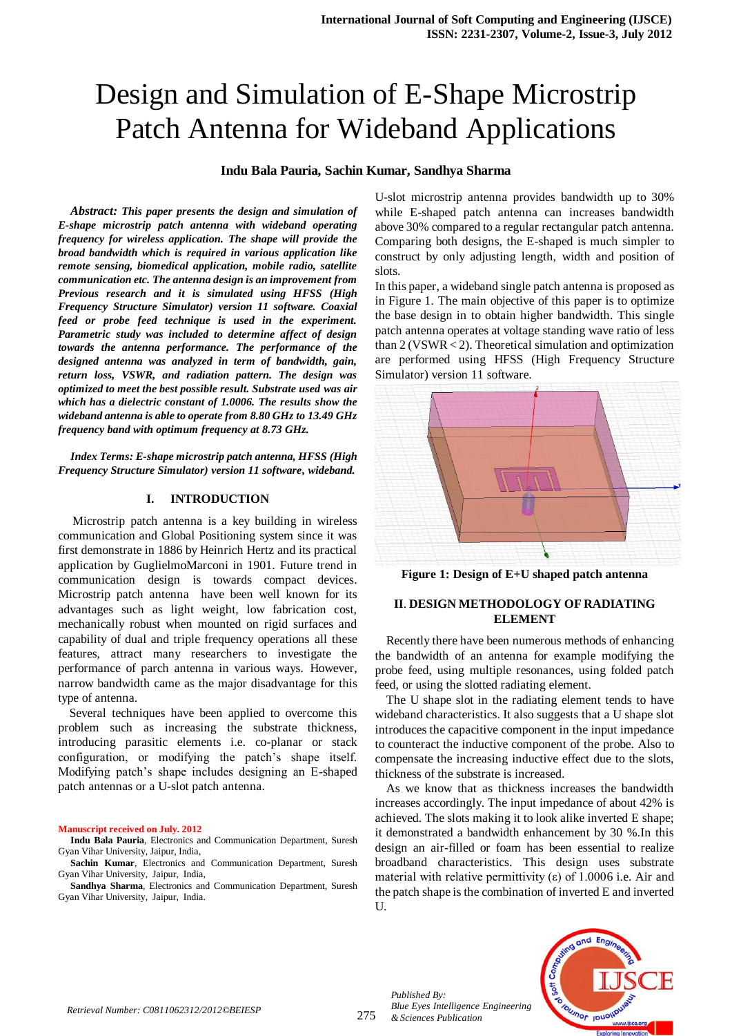# Design and Simulation of E-Shape Microstrip Patch Antenna for Wideband Applications

**Indu Bala Pauria, Sachin Kumar, Sandhya Sharma**

***Abstract:*** ***This paper presents the design and simulation of E-shape microstrip patch antenna with wideband operating frequency for wireless application. The shape will provide the broad bandwidth which is required in various application like remote sensing, biomedical application, mobile radio, satellite communication etc. The antenna design is an improvement from Previous research and it is simulated using HFSS (High Frequency Structure Simulator) version 11 software. Coaxial feed or probe feed technique is used in the experiment. Parametric study was included to determine affect of design towards the antenna performance. The performance of the designed antenna was analyzed in term of bandwidth, gain, return loss, VSWR, and radiation pattern. The design was optimized to meet the best possible result. Substrate used was air which has a dielectric constant of 1.0006. The results show the wideband antenna is able to operate from 8.80 GHz to 13.49 GHz frequency band with optimum frequency at 8.73 GHz.***

***Index Terms: E-shape microstrip patch antenna, HFSS (High Frequency Structure Simulator) version 11 software, wideband.***

## I. INTRODUCTION

Microstrip patch antenna is a key building in wireless communication and Global Positioning system since it was first demonstrate in 1886 by Heinrich Hertz and its practical application by GuglielmoMarconi in 1901. Future trend in communication design is towards compact devices. Microstrip patch antenna have been well known for its advantages such as light weight, low fabrication cost, mechanically robust when mounted on rigid surfaces and capability of dual and triple frequency operations all these features, attract many researchers to investigate the performance of parch antenna in various ways. However, narrow bandwidth came as the major disadvantage for this type of antenna.

Several techniques have been applied to overcome this problem such as increasing the substrate thickness, introducing parasitic elements i.e. co-planar or stack configuration, or modifying the patch's shape itself. Modifying patch's shape includes designing an E-shaped patch antennas or a U-slot patch antenna.

**Manuscript received on July. 2012**

**Indu Bala Pauria**, Electronics and Communication Department, Suresh Gyan Vihar University, Jaipur, India,

**Sachin Kumar**, Electronics and Communication Department, Suresh Gyan Vihar University, Jaipur, India,

**Sandhya Sharma**, Electronics and Communication Department, Suresh Gyan Vihar University, Jaipur, India.

U-slot microstrip antenna provides bandwidth up to 30% while E-shaped patch antenna can increases bandwidth above 30% compared to a regular rectangular patch antenna. Comparing both designs, the E-shaped is much simpler to construct by only adjusting length, width and position of slots.

In this paper, a wideband single patch antenna is proposed as in Figure 1. The main objective of this paper is to optimize the base design in to obtain higher bandwidth. This single patch antenna operates at voltage standing wave ratio of less than 2 (VSWR < 2). Theoretical simulation and optimization are performed using HFSS (High Frequency Structure Simulator) version 11 software.

**Figure 1: Design of E+U shaped patch antenna**

## II. DESIGN METHODOLOGY OF RADIATING ELEMENT

Recently there have been numerous methods of enhancing the bandwidth of an antenna for example modifying the probe feed, using multiple resonances, using folded patch feed, or using the slotted radiating element.

The U shape slot in the radiating element tends to have wideband characteristics. It also suggests that a U shape slot introduces the capacitive component in the input impedance to counteract the inductive component of the probe. Also to compensate the increasing inductive effect due to the slots, thickness of the substrate is increased.

As we know that as thickness increases the bandwidth increases accordingly. The input impedance of about 42% is achieved. The slots making it to look alike inverted E shape; it demonstrated a bandwidth enhancement by 30 %.In this design an air-filled or foam has been essential to realize broadband characteristics. This design uses substrate material with relative permittivity (ε) of 1.0006 i.e. Air and the patch shape is the combination of inverted E and inverted U.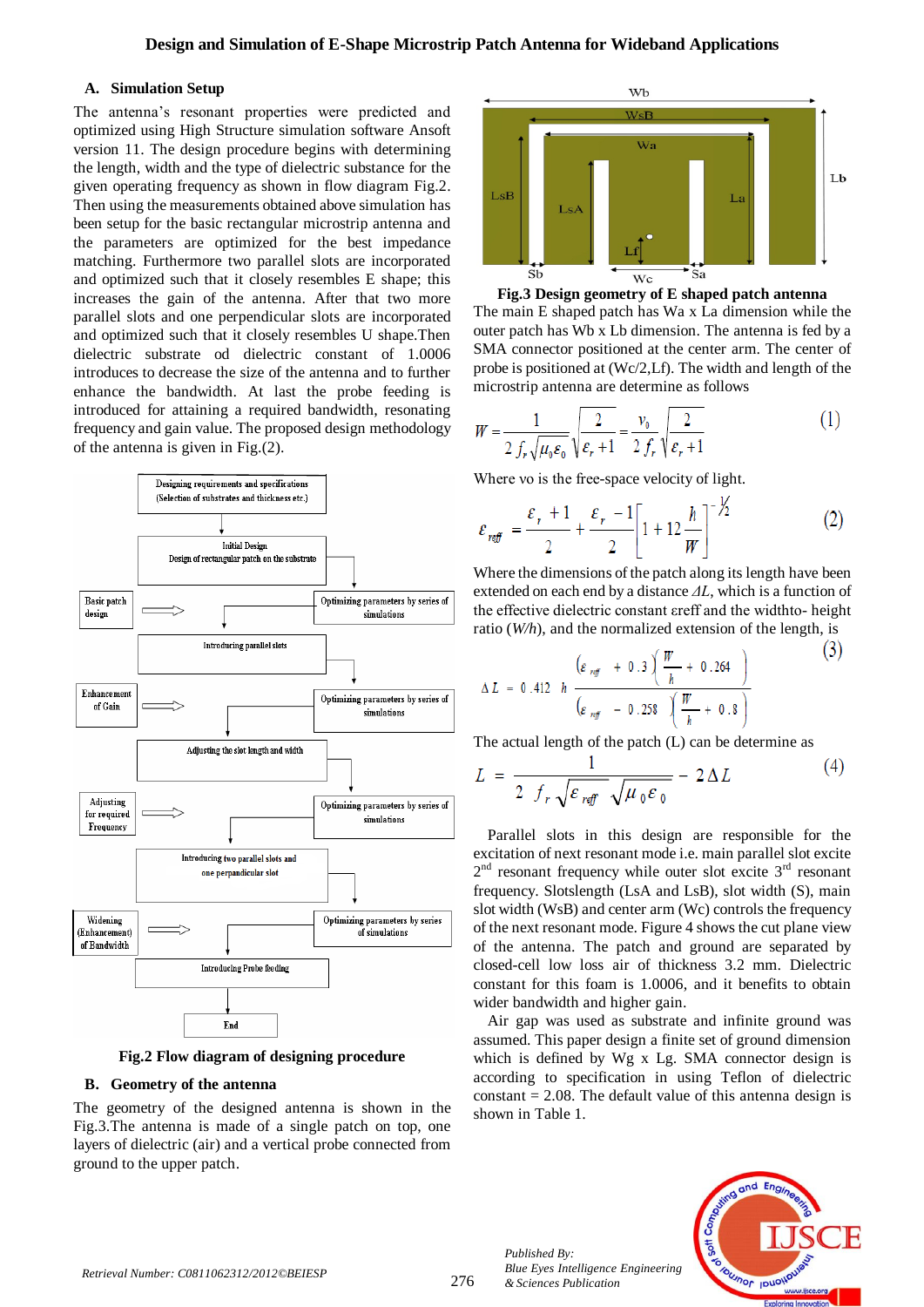### A. Simulation Setup

The antenna's resonant properties were predicted and optimized using High Structure simulation software Ansoft version 11. The design procedure begins with determining the length, width and the type of dielectric substance for the given operating frequency as shown in flow diagram Fig.2. Then using the measurements obtained above simulation has been setup for the basic rectangular microstrip antenna and the parameters are optimized for the best impedance matching. Furthermore two parallel slots are incorporated and optimized such that it closely resembles E shape; this increases the gain of the antenna. After that two more parallel slots and one perpendicular slots are incorporated and optimized such that it closely resembles U shape.Then dielectric substrate od dielectric constant of 1.0006 introduces to decrease the size of the antenna and to further enhance the bandwidth. At last the probe feeding is introduced for attaining a required bandwidth, resonating frequency and gain value. The proposed design methodology of the antenna is given in Fig.(2).

**Fig.2 Flow diagram of designing procedure**

### B. Geometry of the antenna

The geometry of the designed antenna is shown in the Fig.3.The antenna is made of a single patch on top, one layers of dielectric (air) and a vertical probe connected from ground to the upper patch.

**Fig.3 Design geometry of E shaped patch antenna**

The main E shaped patch has Wa x La dimension while the outer patch has Wb x Lb dimension. The antenna is fed by a SMA connector positioned at the center arm. The center of probe is positioned at (Wc/2,Lf). The width and length of the microstrip antenna are determine as follows

$$W = \frac{1}{2 f_r \sqrt{\mu_0 \varepsilon_0}} \sqrt{\frac{2}{\varepsilon_r + 1}} = \frac{v_0}{2 f_r} \sqrt{\frac{2}{\varepsilon_r + 1}} \qquad (1)$$

Where vo is the free-space velocity of light.

$$\varepsilon_{reff} = \frac{\varepsilon_r + 1}{2} + \frac{\varepsilon_r - 1}{2} \left[ 1 + 12 \frac{h}{W} \right]^{-1/2} \qquad (2)$$

Where the dimensions of the patch along its length have been extended on each end by a distance $\Delta L$, which is a function of the effective dielectric constant εreff and the widthto- height ratio ($W/h$), and the normalized extension of the length, is

$$\Delta L = 0.412\, h \frac{(\varepsilon_{reff} + 0.3)\left(\frac{W}{h} + 0.264\right)}{(\varepsilon_{reff} - 0.258)\left(\frac{W}{h} + 0.8\right)} \qquad (3)$$

The actual length of the patch (L) can be determine as

$$L = \frac{1}{2 f_r \sqrt{\varepsilon_{reff}} \sqrt{\mu_0 \varepsilon_0}} - 2\Delta L \qquad (4)$$

Parallel slots in this design are responsible for the excitation of next resonant mode i.e. main parallel slot excite 2nd resonant frequency while outer slot excite 3rd resonant frequency. Slotslength (LsA and LsB), slot width (S), main slot width (WsB) and center arm (Wc) controls the frequency of the next resonant mode. Figure 4 shows the cut plane view of the antenna. The patch and ground are separated by closed-cell low loss air of thickness 3.2 mm. Dielectric constant for this foam is 1.0006, and it benefits to obtain wider bandwidth and higher gain.

Air gap was used as substrate and infinite ground was assumed. This paper design a finite set of ground dimension which is defined by Wg x Lg. SMA connector design is according to specification in using Teflon of dielectric constant = 2.08. The default value of this antenna design is shown in Table 1.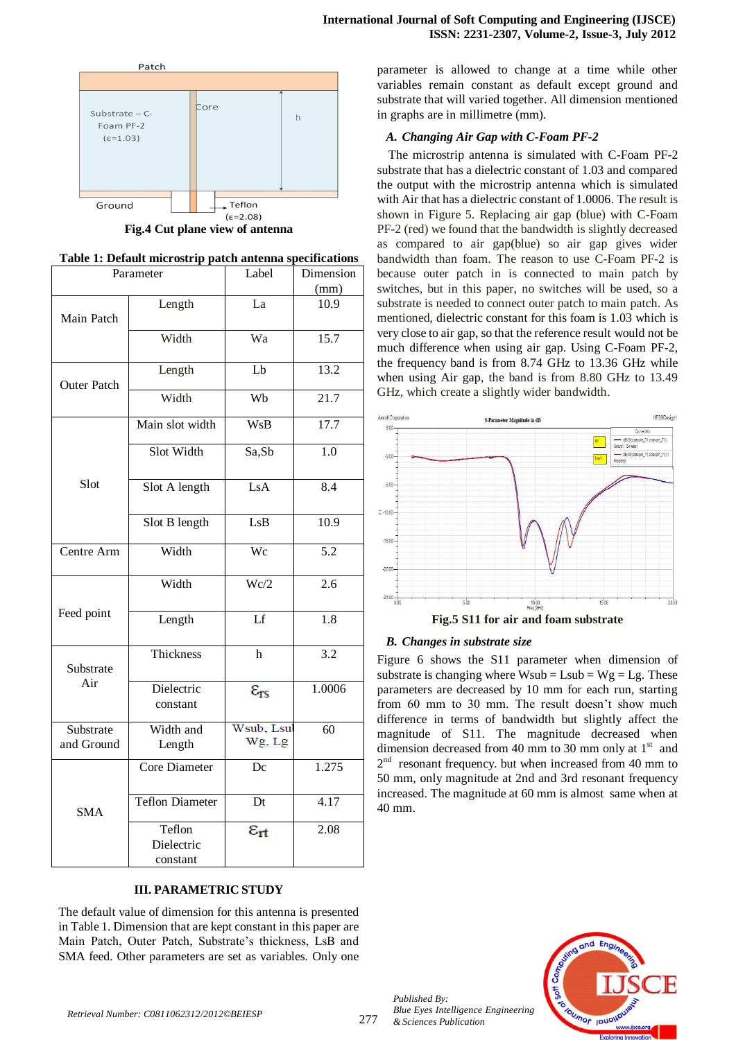Fig.4 Cut plane view of antenna

**Table 1: Default microstrip patch antenna specifications**

| Parameter | | Label | Dimension (mm) |
|---|---|---|---|
| Main Patch | Length | La | 10.9 |
| | Width | Wa | 15.7 |
| Outer Patch | Length | Lb | 13.2 |
| | Width | Wb | 21.7 |
| Slot | Main slot width | WsB | 17.7 |
| | Slot Width | Sa,Sb | 1.0 |
| | Slot A length | LsA | 8.4 |
| | Slot B length | LsB | 10.9 |
| Centre Arm | Width | Wc | 5.2 |
| Feed point | Width | Wc/2 | 2.6 |
| | Length | Lf | 1.8 |
| Substrate Air | Thickness | h | 3.2 |
| | Dielectric constant | $\varepsilon_{rs}$ | 1.0006 |
| Substrate and Ground | Width and Length | Wsub, Lsub, Wg, Lg | 60 |
| SMA | Core Diameter | Dc | 1.275 |
| | Teflon Diameter | Dt | 4.17 |
| | Teflon Dielectric constant | $\varepsilon_{rt}$ | 2.08 |

## III. PARAMETRIC STUDY

The default value of dimension for this antenna is presented in Table 1. Dimension that are kept constant in this paper are Main Patch, Outer Patch, Substrate's thickness, LsB and SMA feed. Other parameters are set as variables. Only one parameter is allowed to change at a time while other variables remain constant as default except ground and substrate that will varied together. All dimension mentioned in graphs are in millimetre (mm).

### *A. Changing Air Gap with C-Foam PF-2*

The microstrip antenna is simulated with C-Foam PF-2 substrate that has a dielectric constant of 1.03 and compared the output with the microstrip antenna which is simulated with Air that has a dielectric constant of 1.0006. The result is shown in Figure 5. Replacing air gap (blue) with C-Foam PF-2 (red) we found that the bandwidth is slightly decreased as compared to air gap(blue) so air gap gives wider bandwidth than foam. The reason to use C-Foam PF-2 is because outer patch in is connected to main patch by switches, but in this paper, no switches will be used, so a substrate is needed to connect outer patch to main patch. As mentioned, dielectric constant for this foam is 1.03 which is very close to air gap, so that the reference result would not be much difference when using air gap. Using C-Foam PF-2, the frequency band is from 8.74 GHz to 13.36 GHz while when using Air gap, the band is from 8.80 GHz to 13.49 GHz, which create a slightly wider bandwidth.

Fig.5 S11 for air and foam substrate

### *B. Changes in substrate size*

Figure 6 shows the S11 parameter when dimension of substrate is changing where Wsub = Lsub = Wg = Lg. These parameters are decreased by 10 mm for each run, starting from 60 mm to 30 mm. The result doesn't show much difference in terms of bandwidth but slightly affect the magnitude of S11. The magnitude decreased when dimension decreased from 40 mm to 30 mm only at 1st and 2nd resonant frequency. but when increased from 40 mm to 50 mm, only magnitude at 2nd and 3rd resonant frequency increased. The magnitude at 60 mm is almost same when at 40 mm.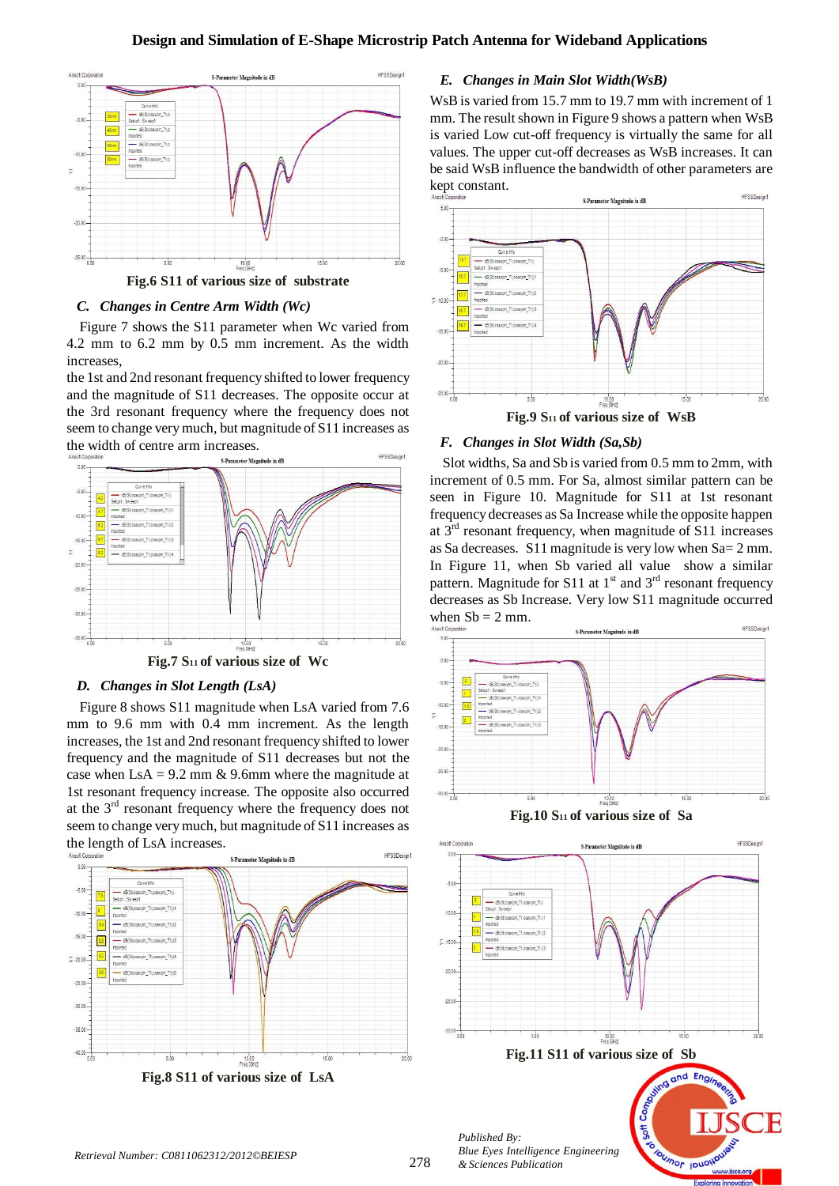Fig.6 S11 of various size of substrate

### C. Changes in Centre Arm Width (Wc)

Figure 7 shows the S11 parameter when Wc varied from 4.2 mm to 6.2 mm by 0.5 mm increment. As the width increases,

the 1st and 2nd resonant frequency shifted to lower frequency and the magnitude of S11 decreases. The opposite occur at the 3rd resonant frequency where the frequency does not seem to change very much, but magnitude of S11 increases as the width of centre arm increases.

Fig.7 $S_{11}$ of various size of Wc

### D. Changes in Slot Length (LsA)

Figure 8 shows S11 magnitude when LsA varied from 7.6 mm to 9.6 mm with 0.4 mm increment. As the length increases, the 1st and 2nd resonant frequency shifted to lower frequency and the magnitude of S11 decreases but not the case when LsA = 9.2 mm & 9.6mm where the magnitude at 1st resonant frequency increase. The opposite also occurred at the 3rd resonant frequency where the frequency does not seem to change very much, but magnitude of S11 increases as the length of LsA increases.

Fig.8 S11 of various size of LsA

### E. Changes in Main Slot Width(WsB)

WsB is varied from 15.7 mm to 19.7 mm with increment of 1 mm. The result shown in Figure 9 shows a pattern when WsB is varied Low cut-off frequency is virtually the same for all values. The upper cut-off decreases as WsB increases. It can be said WsB influence the bandwidth of other parameters are kept constant.

Fig.9 $S_{11}$ of various size of WsB

### F. Changes in Slot Width (Sa,Sb)

Slot widths, Sa and Sb is varied from 0.5 mm to 2mm, with increment of 0.5 mm. For Sa, almost similar pattern can be seen in Figure 10. Magnitude for S11 at 1st resonant frequency decreases as Sa Increase while the opposite happen at 3rd resonant frequency, when magnitude of S11 increases as Sa decreases. S11 magnitude is very low when Sa= 2 mm. In Figure 11, when Sb varied all value show a similar pattern. Magnitude for S11 at 1st and 3rd resonant frequency decreases as Sb Increase. Very low S11 magnitude occurred when Sb = 2 mm.

Fig.10 $S_{11}$ of various size of Sa

Fig.11 S11 of various size of Sb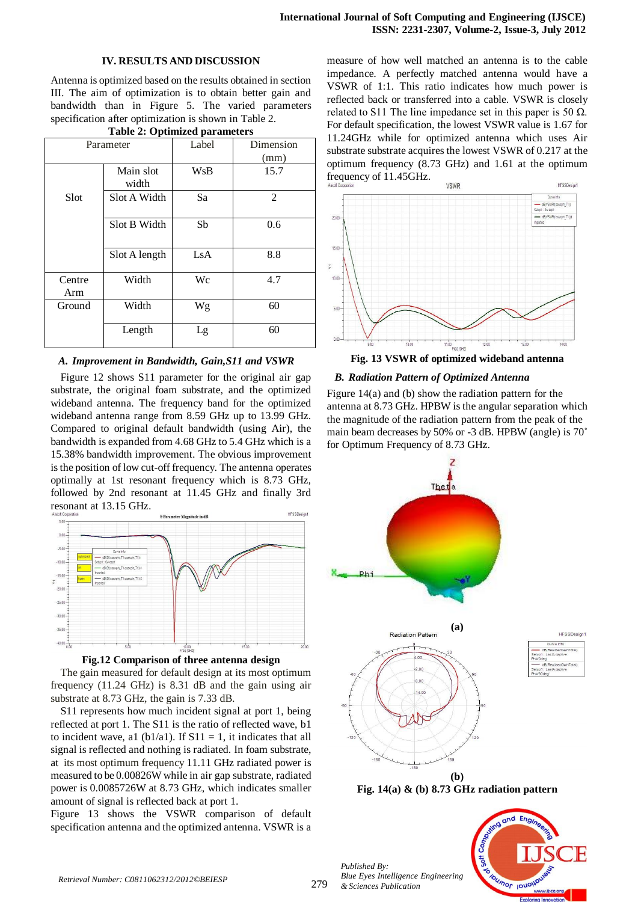## IV. RESULTS AND DISCUSSION

Antenna is optimized based on the results obtained in section III. The aim of optimization is to obtain better gain and bandwidth than in Figure 5. The varied parameters specification after optimization is shown in Table 2.

**Table 2: Optimized parameters**

| Parameter | | Label | Dimension (mm) |
|---|---|---|---|
| Slot | Main slot width | WsB | 15.7 |
| | Slot A Width | Sa | 2 |
| | Slot B Width | Sb | 0.6 |
| | Slot A length | LsA | 8.8 |
| Centre Arm | Width | Wc | 4.7 |
| Ground | Width | Wg | 60 |
| | Length | Lg | 60 |

### *A. Improvement in Bandwidth, Gain,S11 and VSWR*

Figure 12 shows S11 parameter for the original air gap substrate, the original foam substrate, and the optimized wideband antenna. The frequency band for the optimized wideband antenna range from 8.59 GHz up to 13.99 GHz. Compared to original default bandwidth (using Air), the bandwidth is expanded from 4.68 GHz to 5.4 GHz which is a 15.38% bandwidth improvement. The obvious improvement is the position of low cut-off frequency. The antenna operates optimally at 1st resonant frequency which is 8.73 GHz, followed by 2nd resonant at 11.45 GHz and finally 3rd resonant at 13.15 GHz.

**Fig.12 Comparison of three antenna design**

The gain measured for default design at its most optimum frequency (11.24 GHz) is 8.31 dB and the gain using air substrate at 8.73 GHz, the gain is 7.33 dB.

S11 represents how much incident signal at port 1, being reflected at port 1. The S11 is the ratio of reflected wave, b1 to incident wave, a1 (b1/a1). If S11 = 1, it indicates that all signal is reflected and nothing is radiated. In foam substrate, at its most optimum frequency 11.11 GHz radiated power is measured to be 0.00826W while in air gap substrate, radiated power is 0.0085726W at 8.73 GHz, which indicates smaller amount of signal is reflected back at port 1.

Figure 13 shows the VSWR comparison of default specification antenna and the optimized antenna. VSWR is a measure of how well matched an antenna is to the cable impedance. A perfectly matched antenna would have a VSWR of 1:1. This ratio indicates how much power is reflected back or transferred into a cable. VSWR is closely related to S11 The line impedance set in this paper is 50 Ω. For default specification, the lowest VSWR value is 1.67 for 11.24GHz while for optimized antenna which uses Air substrate substrate acquires the lowest VSWR of 0.217 at the optimum frequency (8.73 GHz) and 1.61 at the optimum frequency of 11.45GHz.

**Fig. 13 VSWR of optimized wideband antenna**

### *B. Radiation Pattern of Optimized Antenna*

Figure 14(a) and (b) show the radiation pattern for the antenna at 8.73 GHz. HPBW is the angular separation which the magnitude of the radiation pattern from the peak of the main beam decreases by 50% or -3 dB. HPBW (angle) is 70˚ for Optimum Frequency of 8.73 GHz.

(a)

(b)

**Fig. 14(a) & (b) 8.73 GHz radiation pattern**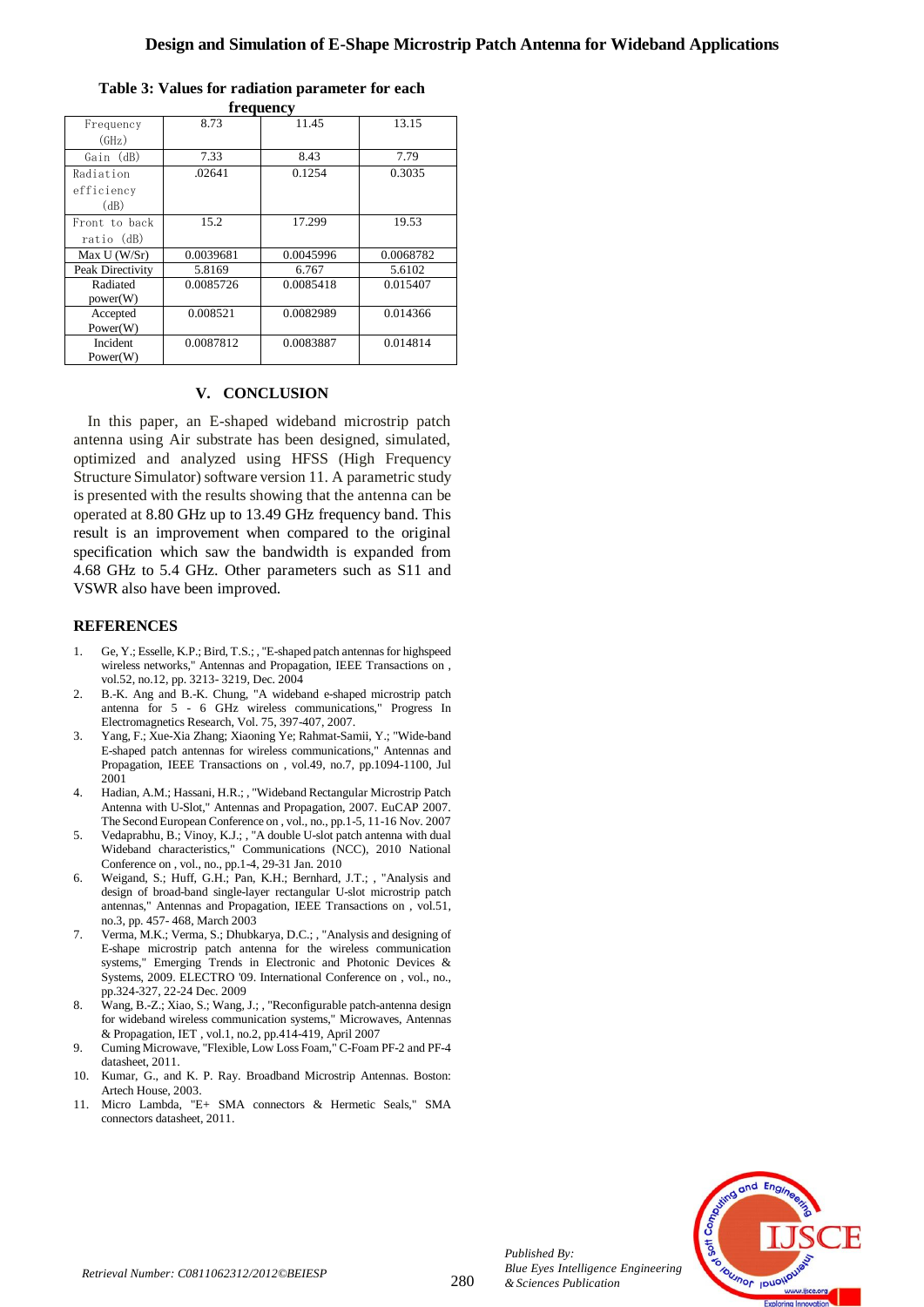**Table 3: Values for radiation parameter for each frequency**

| Frequency (GHz) | 8.73 | 11.45 | 13.15 |
|---|---|---|---|
| Gain (dB) | 7.33 | 8.43 | 7.79 |
| Radiation efficiency (dB) | .02641 | 0.1254 | 0.3035 |
| Front to back ratio (dB) | 15.2 | 17.299 | 19.53 |
| Max U (W/Sr) | 0.0039681 | 0.0045996 | 0.0068782 |
| Peak Directivity | 5.8169 | 6.767 | 5.6102 |
| Radiated power(W) | 0.0085726 | 0.0085418 | 0.015407 |
| Accepted Power(W) | 0.008521 | 0.0082989 | 0.014366 |
| Incident Power(W) | 0.0087812 | 0.0083887 | 0.014814 |

## V. CONCLUSION

In this paper, an E-shaped wideband microstrip patch antenna using Air substrate has been designed, simulated, optimized and analyzed using HFSS (High Frequency Structure Simulator) software version 11. A parametric study is presented with the results showing that the antenna can be operated at 8.80 GHz up to 13.49 GHz frequency band. This result is an improvement when compared to the original specification which saw the bandwidth is expanded from 4.68 GHz to 5.4 GHz. Other parameters such as S11 and VSWR also have been improved.

## REFERENCES

1. Ge, Y.; Esselle, K.P.; Bird, T.S.; , "E-shaped patch antennas for highspeed wireless networks," Antennas and Propagation, IEEE Transactions on , vol.52, no.12, pp. 3213- 3219, Dec. 2004
2. B.-K. Ang and B.-K. Chung, "A wideband e-shaped microstrip patch antenna for 5 - 6 GHz wireless communications," Progress In Electromagnetics Research, Vol. 75, 397-407, 2007.
3. Yang, F.; Xue-Xia Zhang; Xiaoning Ye; Rahmat-Samii, Y.; "Wide-band E-shaped patch antennas for wireless communications," Antennas and Propagation, IEEE Transactions on , vol.49, no.7, pp.1094-1100, Jul 2001
4. Hadian, A.M.; Hassani, H.R.; , "Wideband Rectangular Microstrip Patch Antenna with U-Slot," Antennas and Propagation, 2007. EuCAP 2007. The Second European Conference on , vol., no., pp.1-5, 11-16 Nov. 2007
5. Vedaprabhu, B.; Vinoy, K.J.; , "A double U-slot patch antenna with dual Wideband characteristics," Communications (NCC), 2010 National Conference on , vol., no., pp.1-4, 29-31 Jan. 2010
6. Weigand, S.; Huff, G.H.; Pan, K.H.; Bernhard, J.T.; , "Analysis and design of broad-band single-layer rectangular U-slot microstrip patch antennas," Antennas and Propagation, IEEE Transactions on , vol.51, no.3, pp. 457- 468, March 2003
7. Verma, M.K.; Verma, S.; Dhubkarya, D.C.; , "Analysis and designing of E-shape microstrip patch antenna for the wireless communication systems," Emerging Trends in Electronic and Photonic Devices & Systems, 2009. ELECTRO '09. International Conference on , vol., no., pp.324-327, 22-24 Dec. 2009
8. Wang, B.-Z.; Xiao, S.; Wang, J.; , "Reconfigurable patch-antenna design for wideband wireless communication systems," Microwaves, Antennas & Propagation, IET , vol.1, no.2, pp.414-419, April 2007
9. Cuming Microwave, "Flexible, Low Loss Foam," C-Foam PF-2 and PF-4 datasheet, 2011.
10. Kumar, G., and K. P. Ray. Broadband Microstrip Antennas. Boston: Artech House, 2003.
11. Micro Lambda, "E+ SMA connectors & Hermetic Seals," SMA connectors datasheet, 2011.